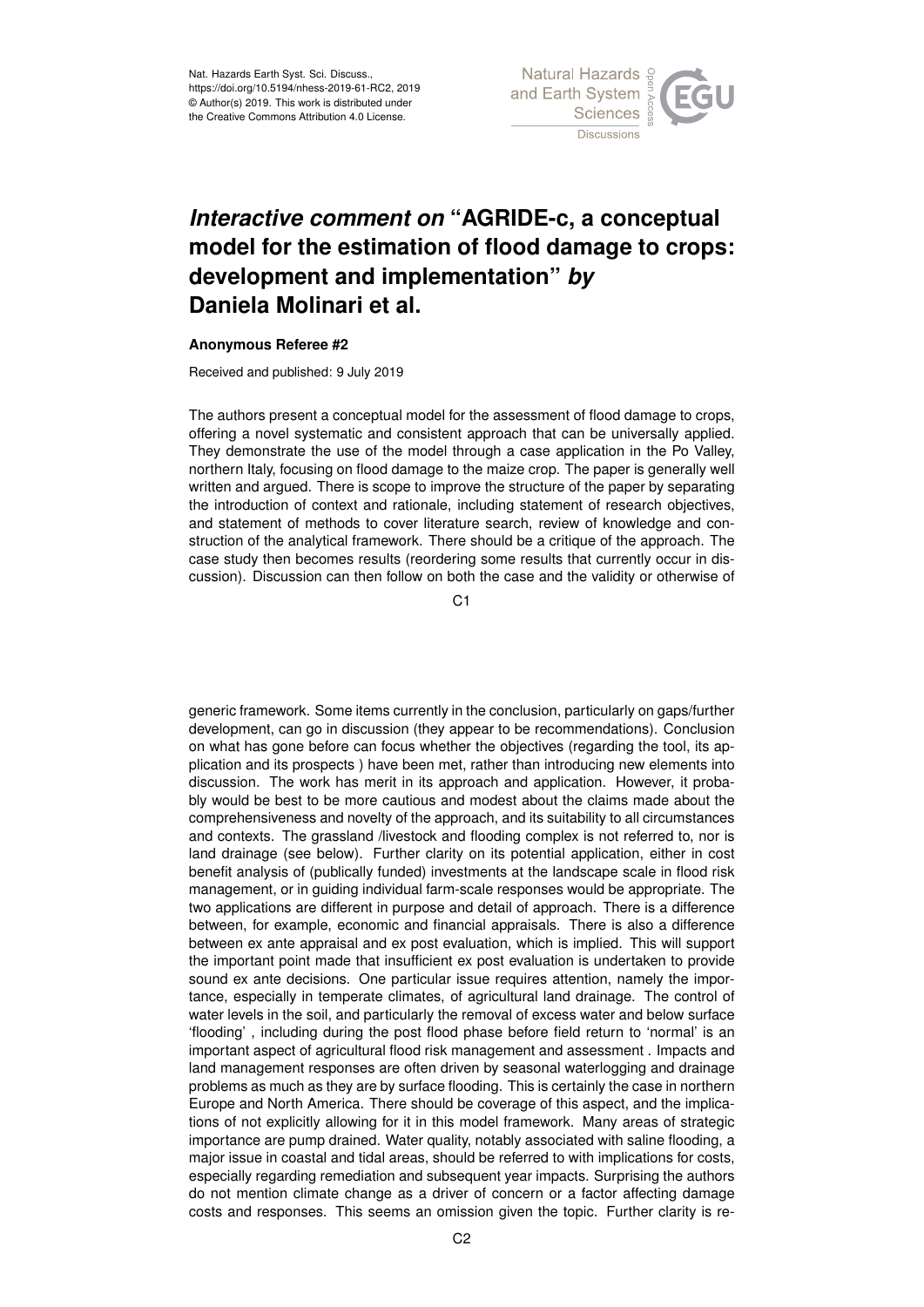# *Interactive comment on* "AGRIDE-c, a conceptual model for the estimation of flood damage to crops: development and implementation" *by* Daniela Molinari et al.

**Anonymous Referee #2**

Received and published: 9 July 2019

The authors present a conceptual model for the assessment of flood damage to crops, offering a novel systematic and consistent approach that can be universally applied. They demonstrate the use of the model through a case application in the Po Valley, northern Italy, focusing on flood damage to the maize crop. The paper is generally well written and argued. There is scope to improve the structure of the paper by separating the introduction of context and rationale, including statement of research objectives, and statement of methods to cover literature search, review of knowledge and construction of the analytical framework. There should be a critique of the approach. The case study then becomes results (reordering some results that currently occur in discussion). Discussion can then follow on both the case and the validity or otherwise of generic framework. Some items currently in the conclusion, particularly on gaps/further development, can go in discussion (they appear to be recommendations). Conclusion on what has gone before can focus whether the objectives (regarding the tool, its application and its prospects ) have been met, rather than introducing new elements into discussion. The work has merit in its approach and application. However, it probably would be best to be more cautious and modest about the claims made about the comprehensiveness and novelty of the approach, and its suitability to all circumstances and contexts. The grassland /livestock and flooding complex is not referred to, nor is land drainage (see below). Further clarity on its potential application, either in cost benefit analysis of (publically funded) investments at the landscape scale in flood risk management, or in guiding individual farm-scale responses would be appropriate. The two applications are different in purpose and detail of approach. There is a difference between, for example, economic and financial appraisals. There is also a difference between ex ante appraisal and ex post evaluation, which is implied. This will support the important point made that insufficient ex post evaluation is undertaken to provide sound ex ante decisions. One particular issue requires attention, namely the importance, especially in temperate climates, of agricultural land drainage. The control of water levels in the soil, and particularly the removal of excess water and below surface 'flooding' , including during the post flood phase before field return to 'normal' is an important aspect of agricultural flood risk management and assessment . Impacts and land management responses are often driven by seasonal waterlogging and drainage problems as much as they are by surface flooding. This is certainly the case in northern Europe and North America. There should be coverage of this aspect, and the implications of not explicitly allowing for it in this model framework. Many areas of strategic importance are pump drained. Water quality, notably associated with saline flooding, a major issue in coastal and tidal areas, should be referred to with implications for costs, especially regarding remediation and subsequent year impacts. Surprising the authors do not mention climate change as a driver of concern or a factor affecting damage costs and responses. This seems an omission given the topic. Further clarity is re-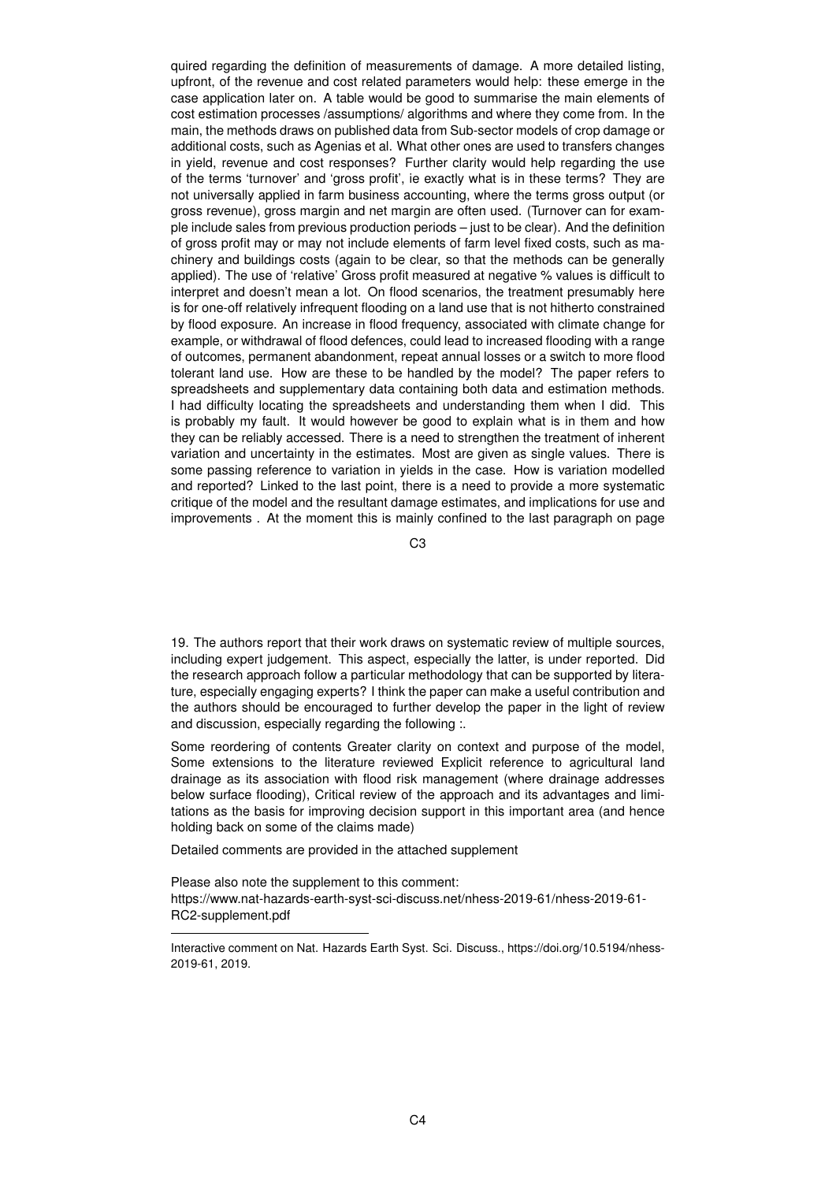quired regarding the definition of measurements of damage. A more detailed listing, upfront, of the revenue and cost related parameters would help: these emerge in the case application later on. A table would be good to summarise the main elements of cost estimation processes /assumptions/ algorithms and where they come from. In the main, the methods draws on published data from Sub-sector models of crop damage or additional costs, such as Agenias et al. What other ones are used to transfers changes in yield, revenue and cost responses? Further clarity would help regarding the use of the terms 'turnover' and 'gross profit', ie exactly what is in these terms? They are not universally applied in farm business accounting, where the terms gross output (or gross revenue), gross margin and net margin are often used. (Turnover can for example include sales from previous production periods – just to be clear). And the definition of gross profit may or may not include elements of farm level fixed costs, such as machinery and buildings costs (again to be clear, so that the methods can be generally applied). The use of 'relative' Gross profit measured at negative % values is difficult to interpret and doesn't mean a lot. On flood scenarios, the treatment presumably here is for one-off relatively infrequent flooding on a land use that is not hitherto constrained by flood exposure. An increase in flood frequency, associated with climate change for example, or withdrawal of flood defences, could lead to increased flooding with a range of outcomes, permanent abandonment, repeat annual losses or a switch to more flood tolerant land use. How are these to be handled by the model? The paper refers to spreadsheets and supplementary data containing both data and estimation methods. I had difficulty locating the spreadsheets and understanding them when I did. This is probably my fault. It would however be good to explain what is in them and how they can be reliably accessed. There is a need to strengthen the treatment of inherent variation and uncertainty in the estimates. Most are given as single values. There is some passing reference to variation in yields in the case. How is variation modelled and reported? Linked to the last point, there is a need to provide a more systematic critique of the model and the resultant damage estimates, and implications for use and improvements . At the moment this is mainly confined to the last paragraph on page

19. The authors report that their work draws on systematic review of multiple sources, including expert judgement. This aspect, especially the latter, is under reported. Did the research approach follow a particular methodology that can be supported by literature, especially engaging experts? I think the paper can make a useful contribution and the authors should be encouraged to further develop the paper in the light of review and discussion, especially regarding the following :.

Some reordering of contents Greater clarity on context and purpose of the model, Some extensions to the literature reviewed Explicit reference to agricultural land drainage as its association with flood risk management (where drainage addresses below surface flooding), Critical review of the approach and its advantages and limitations as the basis for improving decision support in this important area (and hence holding back on some of the claims made)

Detailed comments are provided in the attached supplement

Please also note the supplement to this comment:
https://www.nat-hazards-earth-syst-sci-discuss.net/nhess-2019-61/nhess-2019-61-RC2-supplement.pdf

---

Interactive comment on Nat. Hazards Earth Syst. Sci. Discuss., https://doi.org/10.5194/nhess-2019-61, 2019.